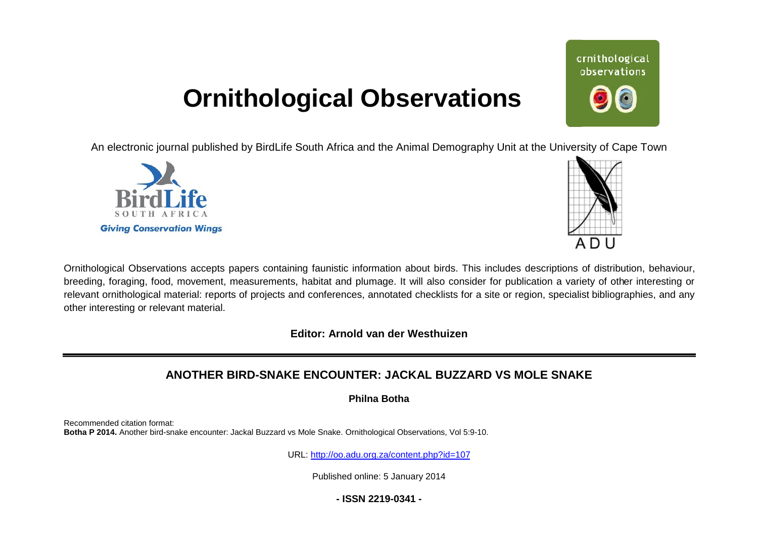# Ornithological Observations

An electronic journal published by BirdLife South Africa and the Animal Demography Unit at the University of Cape Town

Ornithological Observations accepts papers containing faunistic information about birds. This includes descriptions of distribution, behaviour, breeding, foraging, food, movement, measurements, habitat and plumage. It will also consider for publication a variety of other interesting or relevant ornithological material: reports of projects and conferences, annotated checklists for a site or region, specialist bibliographies, and any other interesting or relevant material.

**Editor: Arnold van der Westhuizen**

---

## ANOTHER BIRD-SNAKE ENCOUNTER: JACKAL BUZZARD VS MOLE SNAKE

**Philna Botha**

Recommended citation format:
**Botha P 2014.** Another bird-snake encounter: Jackal Buzzard vs Mole Snake. Ornithological Observations, Vol 5:9-10.

URL: http://oo.adu.org.za/content.php?id=107

Published online: 5 January 2014

**- ISSN 2219-0341 -**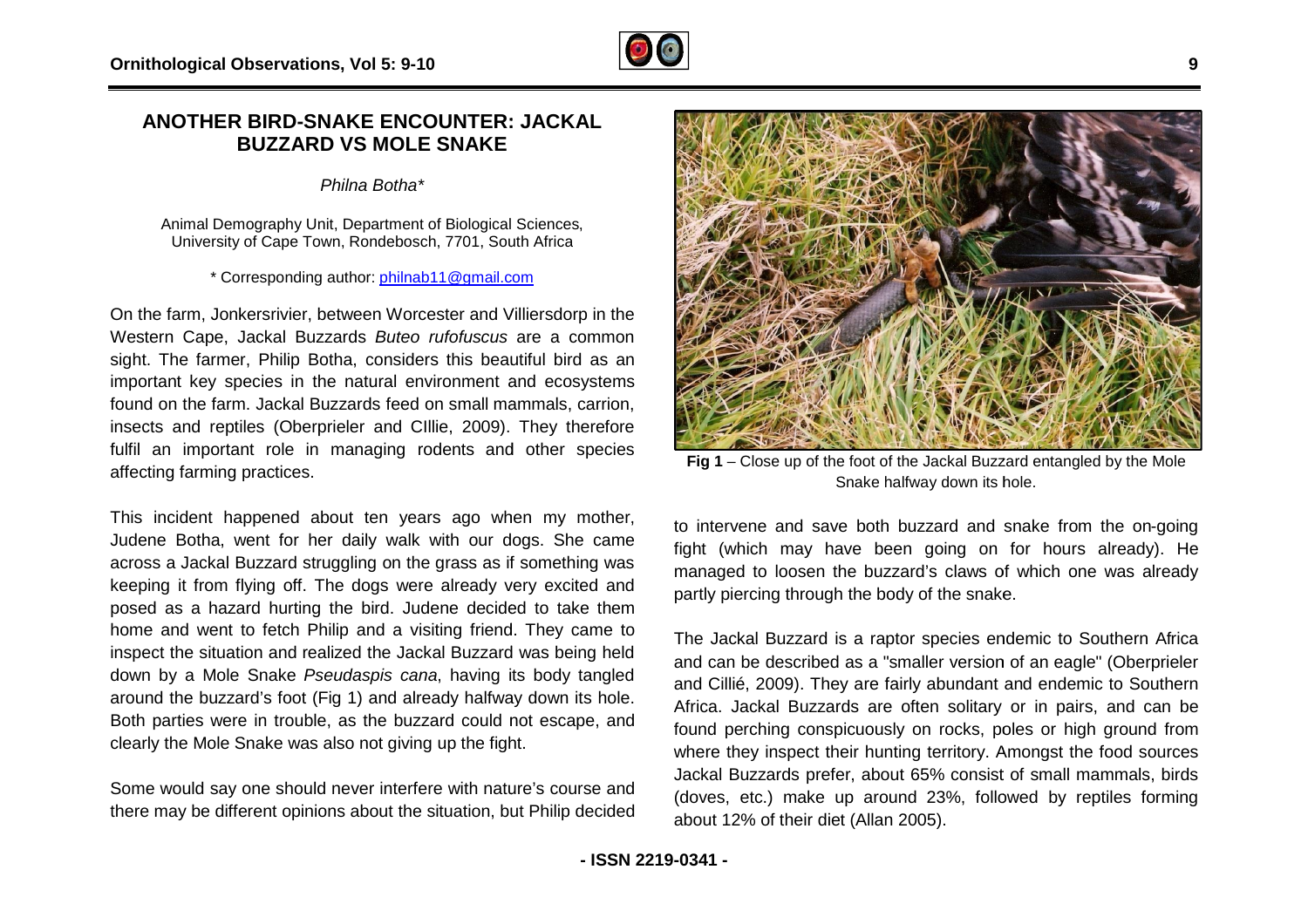# ANOTHER BIRD-SNAKE ENCOUNTER: JACKAL BUZZARD VS MOLE SNAKE

*Philna Botha\**

Animal Demography Unit, Department of Biological Sciences, University of Cape Town, Rondebosch, 7701, South Africa

\* Corresponding author: philnab11@gmail.com

On the farm, Jonkersrivier, between Worcester and Villiersdorp in the Western Cape, Jackal Buzzards *Buteo rufofuscus* are a common sight. The farmer, Philip Botha, considers this beautiful bird as an important key species in the natural environment and ecosystems found on the farm. Jackal Buzzards feed on small mammals, carrion, insects and reptiles (Oberprieler and CIllie, 2009). They therefore fulfil an important role in managing rodents and other species affecting farming practices.

This incident happened about ten years ago when my mother, Judene Botha, went for her daily walk with our dogs. She came across a Jackal Buzzard struggling on the grass as if something was keeping it from flying off. The dogs were already very excited and posed as a hazard hurting the bird. Judene decided to take them home and went to fetch Philip and a visiting friend. They came to inspect the situation and realized the Jackal Buzzard was being held down by a Mole Snake *Pseudaspis cana*, having its body tangled around the buzzard's foot (Fig 1) and already halfway down its hole. Both parties were in trouble, as the buzzard could not escape, and clearly the Mole Snake was also not giving up the fight.

Some would say one should never interfere with nature's course and there may be different opinions about the situation, but Philip decided to intervene and save both buzzard and snake from the on-going fight (which may have been going on for hours already). He managed to loosen the buzzard's claws of which one was already partly piercing through the body of the snake.

**Fig 1** – Close up of the foot of the Jackal Buzzard entangled by the Mole Snake halfway down its hole.

The Jackal Buzzard is a raptor species endemic to Southern Africa and can be described as a "smaller version of an eagle" (Oberprieler and Cillié, 2009). They are fairly abundant and endemic to Southern Africa. Jackal Buzzards are often solitary or in pairs, and can be found perching conspicuously on rocks, poles or high ground from where they inspect their hunting territory. Amongst the food sources Jackal Buzzards prefer, about 65% consist of small mammals, birds (doves, etc.) make up around 23%, followed by reptiles forming about 12% of their diet (Allan 2005).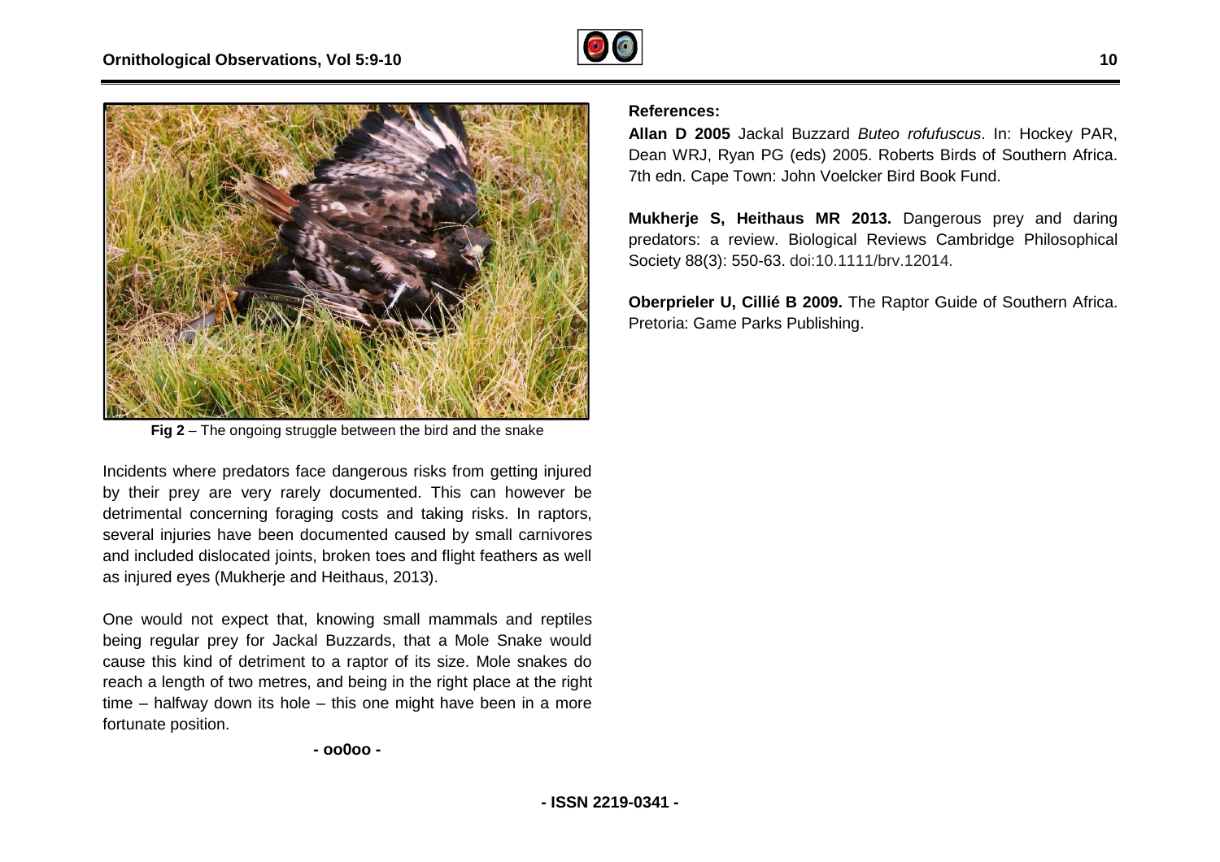Fig 2 – The ongoing struggle between the bird and the snake

Incidents where predators face dangerous risks from getting injured by their prey are very rarely documented. This can however be detrimental concerning foraging costs and taking risks. In raptors, several injuries have been documented caused by small carnivores and included dislocated joints, broken toes and flight feathers as well as injured eyes (Mukherje and Heithaus, 2013).

One would not expect that, knowing small mammals and reptiles being regular prey for Jackal Buzzards, that a Mole Snake would cause this kind of detriment to a raptor of its size. Mole snakes do reach a length of two metres, and being in the right place at the right time – halfway down its hole – this one might have been in a more fortunate position.

**- oo0oo -**

**References:**

**Allan D 2005** Jackal Buzzard *Buteo rofufuscus*. In: Hockey PAR, Dean WRJ, Ryan PG (eds) 2005. Roberts Birds of Southern Africa. 7th edn. Cape Town: John Voelcker Bird Book Fund.

**Mukherje S, Heithaus MR 2013.** Dangerous prey and daring predators: a review. Biological Reviews Cambridge Philosophical Society 88(3): 550-63. doi:10.1111/brv.12014.

**Oberprieler U, Cillié B 2009.** The Raptor Guide of Southern Africa. Pretoria: Game Parks Publishing.